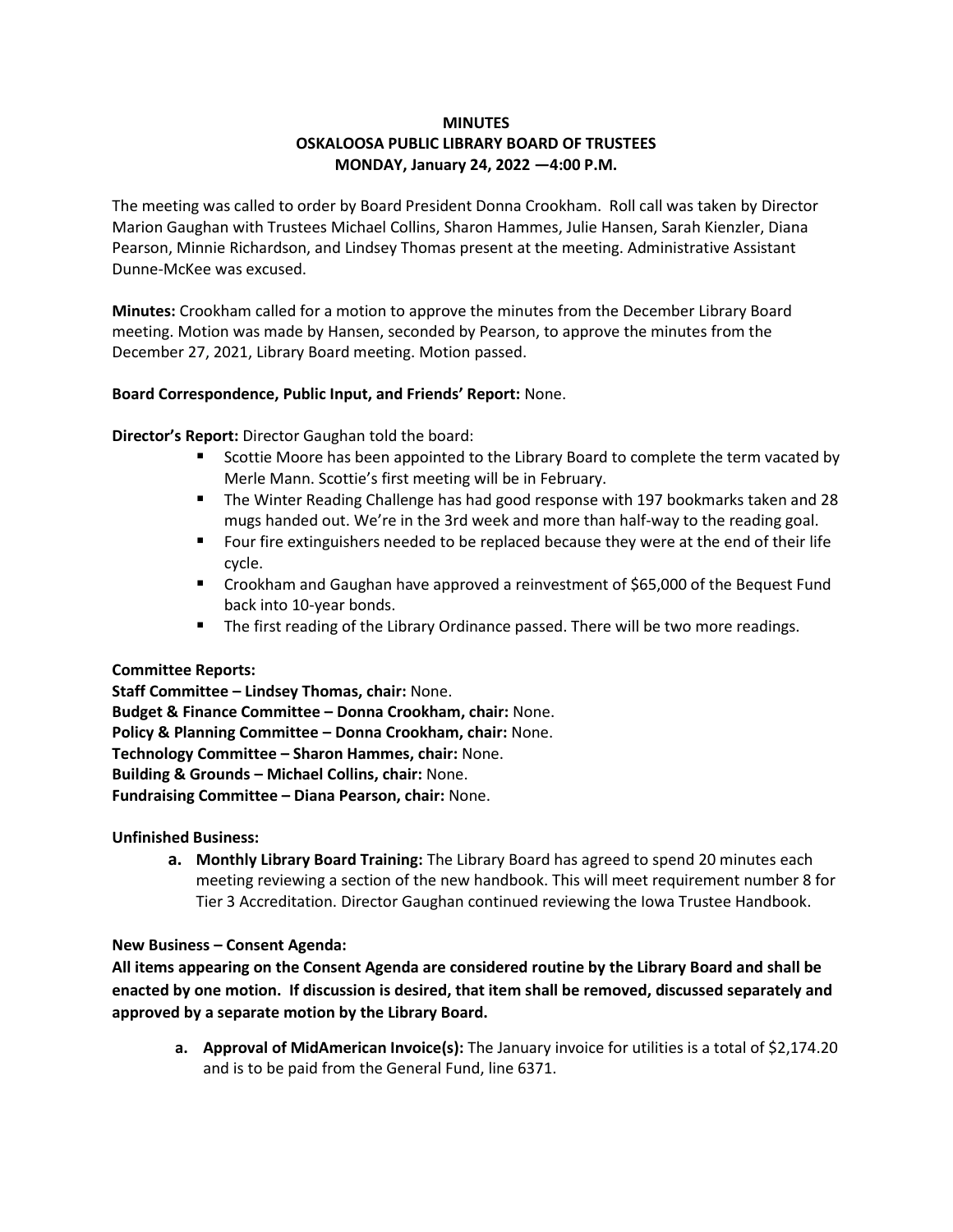**MINUTES**
**OSKALOOSA PUBLIC LIBRARY BOARD OF TRUSTEES**
**MONDAY, January 24, 2022 —4:00 P.M.**

The meeting was called to order by Board President Donna Crookham. Roll call was taken by Director Marion Gaughan with Trustees Michael Collins, Sharon Hammes, Julie Hansen, Sarah Kienzler, Diana Pearson, Minnie Richardson, and Lindsey Thomas present at the meeting. Administrative Assistant Dunne-McKee was excused.

**Minutes:** Crookham called for a motion to approve the minutes from the December Library Board meeting. Motion was made by Hansen, seconded by Pearson, to approve the minutes from the December 27, 2021, Library Board meeting. Motion passed.

**Board Correspondence, Public Input, and Friends' Report:** None.

**Director's Report:** Director Gaughan told the board:

- Scottie Moore has been appointed to the Library Board to complete the term vacated by Merle Mann. Scottie's first meeting will be in February.
- The Winter Reading Challenge has had good response with 197 bookmarks taken and 28 mugs handed out. We're in the 3rd week and more than half-way to the reading goal.
- Four fire extinguishers needed to be replaced because they were at the end of their life cycle.
- Crookham and Gaughan have approved a reinvestment of $65,000 of the Bequest Fund back into 10-year bonds.
- The first reading of the Library Ordinance passed. There will be two more readings.

**Committee Reports:**
**Staff Committee – Lindsey Thomas, chair:** None.
**Budget & Finance Committee – Donna Crookham, chair:** None.
**Policy & Planning Committee – Donna Crookham, chair:** None.
**Technology Committee – Sharon Hammes, chair:** None.
**Building & Grounds – Michael Collins, chair:** None.
**Fundraising Committee – Diana Pearson, chair:** None.

**Unfinished Business:**

a. **Monthly Library Board Training:** The Library Board has agreed to spend 20 minutes each meeting reviewing a section of the new handbook. This will meet requirement number 8 for Tier 3 Accreditation. Director Gaughan continued reviewing the Iowa Trustee Handbook.

**New Business – Consent Agenda:**

**All items appearing on the Consent Agenda are considered routine by the Library Board and shall be enacted by one motion. If discussion is desired, that item shall be removed, discussed separately and approved by a separate motion by the Library Board.**

a. **Approval of MidAmerican Invoice(s):** The January invoice for utilities is a total of $2,174.20 and is to be paid from the General Fund, line 6371.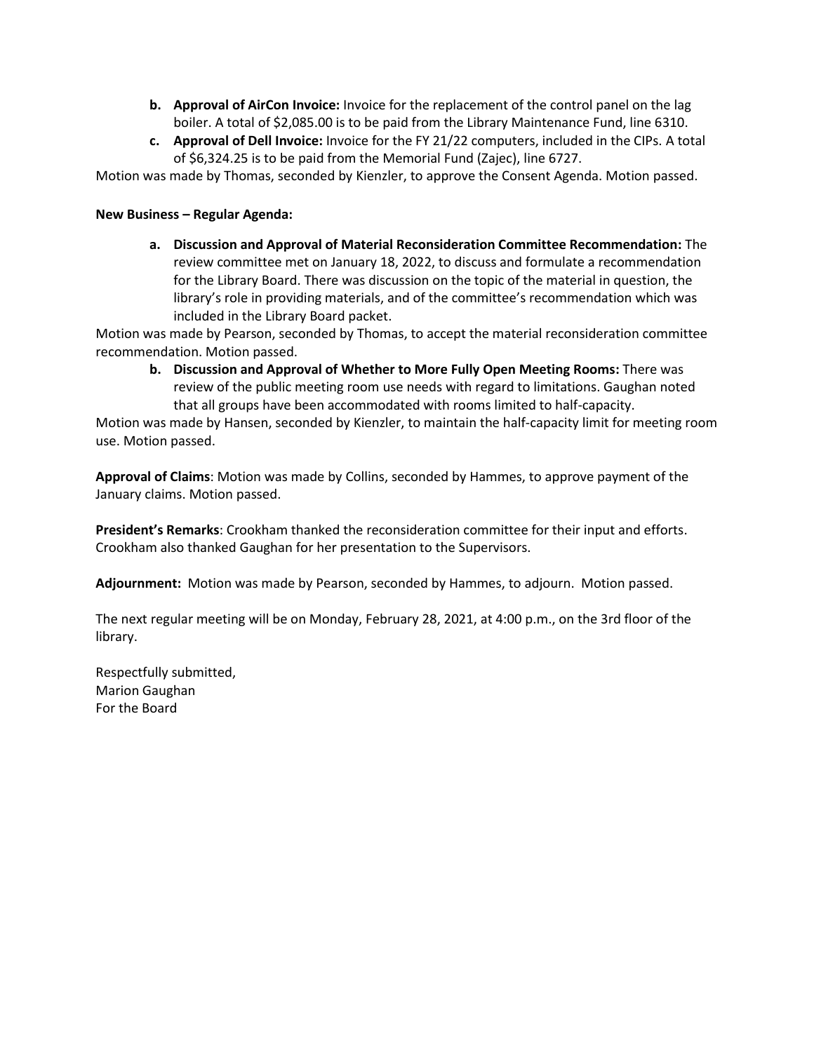- **b. Approval of AirCon Invoice:** Invoice for the replacement of the control panel on the lag boiler. A total of $2,085.00 is to be paid from the Library Maintenance Fund, line 6310.
- **c. Approval of Dell Invoice:** Invoice for the FY 21/22 computers, included in the CIPs. A total of $6,324.25 is to be paid from the Memorial Fund (Zajec), line 6727.

Motion was made by Thomas, seconded by Kienzler, to approve the Consent Agenda. Motion passed.

**New Business – Regular Agenda:**

- **a. Discussion and Approval of Material Reconsideration Committee Recommendation:** The review committee met on January 18, 2022, to discuss and formulate a recommendation for the Library Board. There was discussion on the topic of the material in question, the library's role in providing materials, and of the committee's recommendation which was included in the Library Board packet.

Motion was made by Pearson, seconded by Thomas, to accept the material reconsideration committee recommendation. Motion passed.

- **b. Discussion and Approval of Whether to More Fully Open Meeting Rooms:** There was review of the public meeting room use needs with regard to limitations. Gaughan noted that all groups have been accommodated with rooms limited to half-capacity.

Motion was made by Hansen, seconded by Kienzler, to maintain the half-capacity limit for meeting room use. Motion passed.

**Approval of Claims**: Motion was made by Collins, seconded by Hammes, to approve payment of the January claims. Motion passed.

**President's Remarks**: Crookham thanked the reconsideration committee for their input and efforts. Crookham also thanked Gaughan for her presentation to the Supervisors.

**Adjournment:** Motion was made by Pearson, seconded by Hammes, to adjourn. Motion passed.

The next regular meeting will be on Monday, February 28, 2021, at 4:00 p.m., on the 3rd floor of the library.

Respectfully submitted,
Marion Gaughan
For the Board